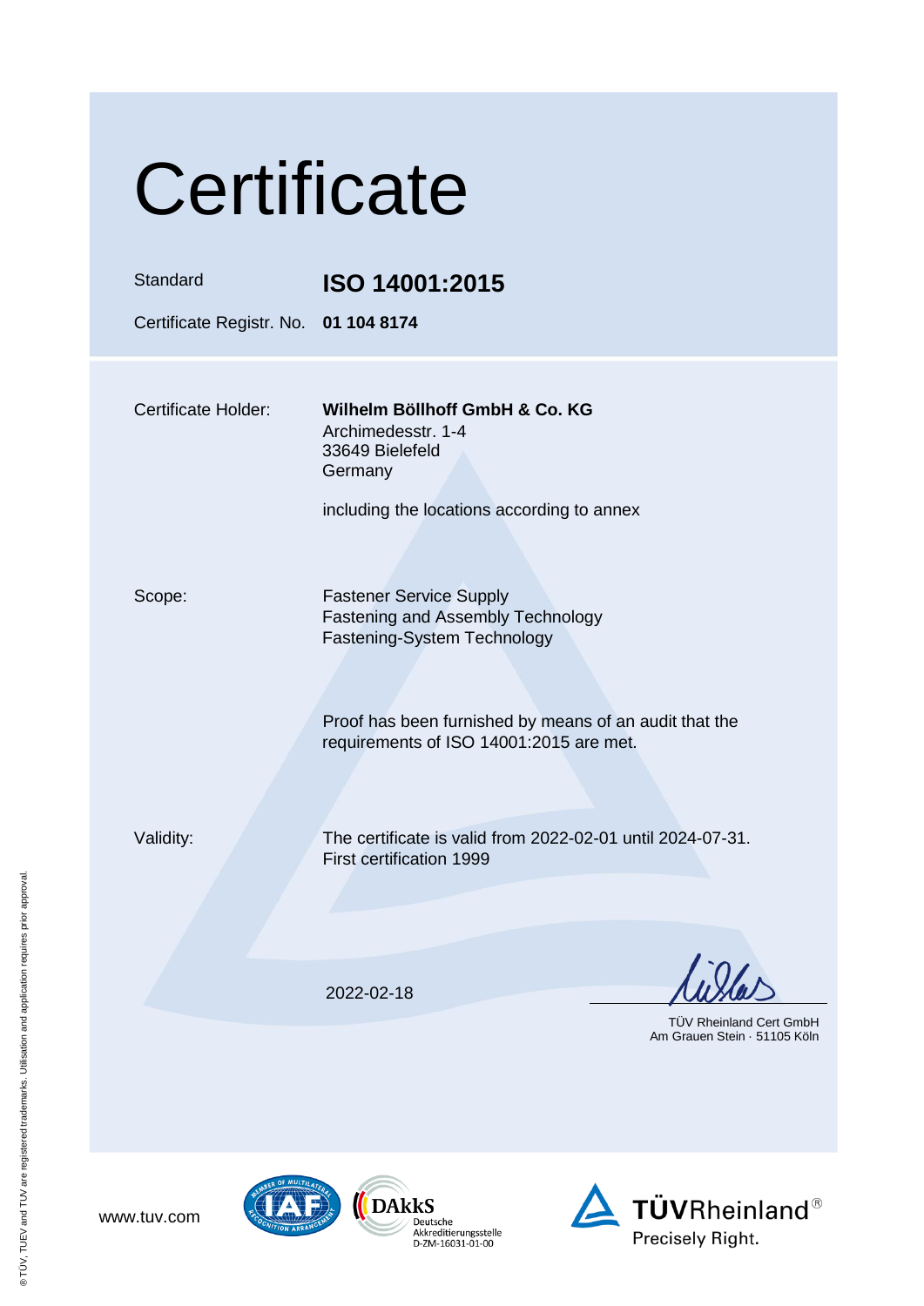# Certificate

| | |
|---|---|
| Standard | **ISO 14001:2015** |
| Certificate Registr. No. | **01 104 8174** |

Certificate Holder:

**Wilhelm Böllhoff GmbH & Co. KG**
Archimedesstr. 1-4
33649 Bielefeld
Germany

including the locations according to annex

Scope:

Fastener Service Supply
Fastening and Assembly Technology
Fastening-System Technology

Proof has been furnished by means of an audit that the requirements of ISO 14001:2015 are met.

Validity:

The certificate is valid from 2022-02-01 until 2024-07-31.
First certification 1999

2022-02-18

TÜV Rheinland Cert GmbH
Am Grauen Stein · 51105 Köln

www.tuv.com

DAkkS Deutsche Akkreditierungsstelle D-ZM-16031-01-00

TÜVRheinland®
Precisely Right.

® TÜV, TUEV and TUV are registered trademarks. Utilisation and application requires prior approval.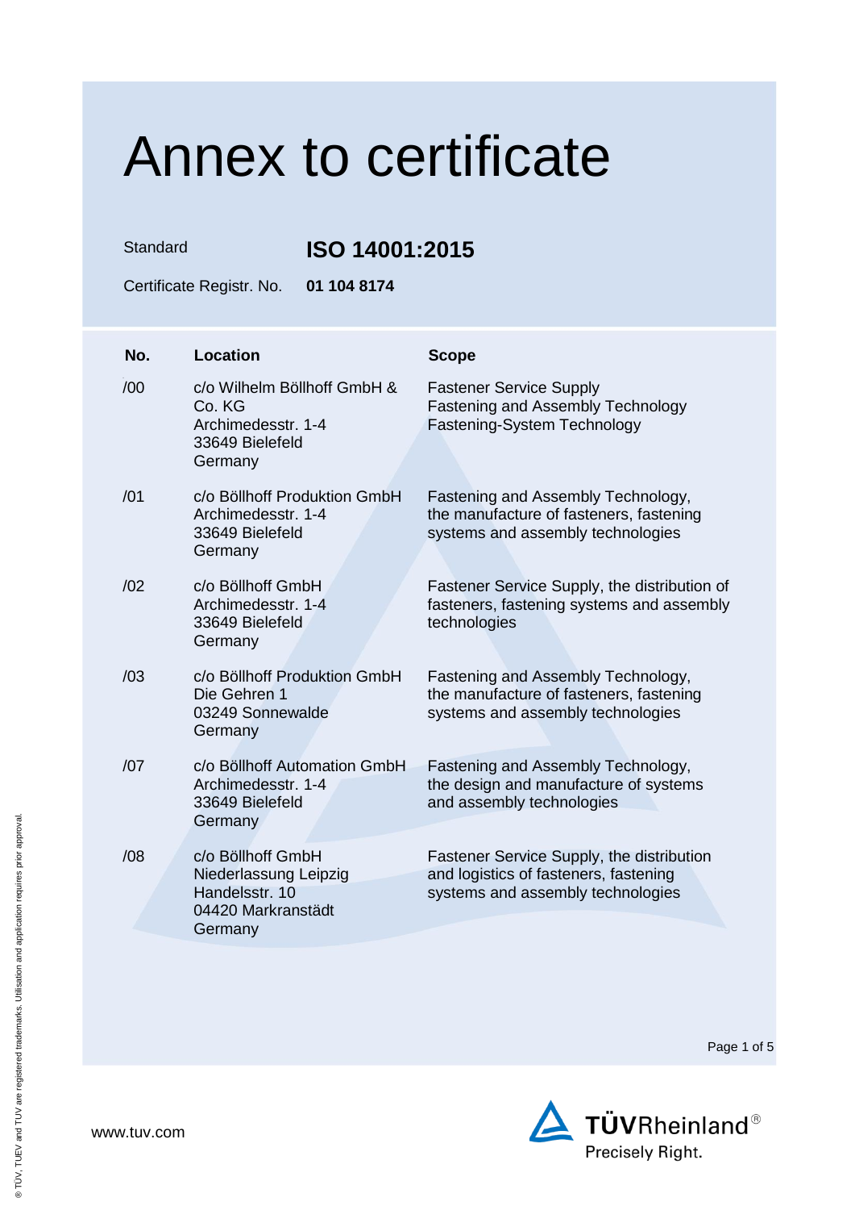# Annex to certificate

Standard **ISO 14001:2015**

Certificate Registr. No. **01 104 8174**

| No. | Location | Scope |
|---|---|---|
| /00 | c/o Wilhelm Böllhoff GmbH & Co. KG<br>Archimedesstr. 1-4<br>33649 Bielefeld<br>Germany | Fastener Service Supply<br>Fastening and Assembly Technology<br>Fastening-System Technology |
| /01 | c/o Böllhoff Produktion GmbH<br>Archimedesstr. 1-4<br>33649 Bielefeld<br>Germany | Fastening and Assembly Technology, the manufacture of fasteners, fastening systems and assembly technologies |
| /02 | c/o Böllhoff GmbH<br>Archimedesstr. 1-4<br>33649 Bielefeld<br>Germany | Fastener Service Supply, the distribution of fasteners, fastening systems and assembly technologies |
| /03 | c/o Böllhoff Produktion GmbH<br>Die Gehren 1<br>03249 Sonnewalde<br>Germany | Fastening and Assembly Technology, the manufacture of fasteners, fastening systems and assembly technologies |
| /07 | c/o Böllhoff Automation GmbH<br>Archimedesstr. 1-4<br>33649 Bielefeld<br>Germany | Fastening and Assembly Technology, the design and manufacture of systems and assembly technologies |
| /08 | c/o Böllhoff GmbH<br>Niederlassung Leipzig<br>Handelsstr. 10<br>04420 Markranstädt<br>Germany | Fastener Service Supply, the distribution and logistics of fasteners, fastening systems and assembly technologies |

www.tuv.com

TÜVRheinland®
Precisely Right.

® TÜV, TUEV and TUV are registered trademarks. Utilisation and application requires prior approval.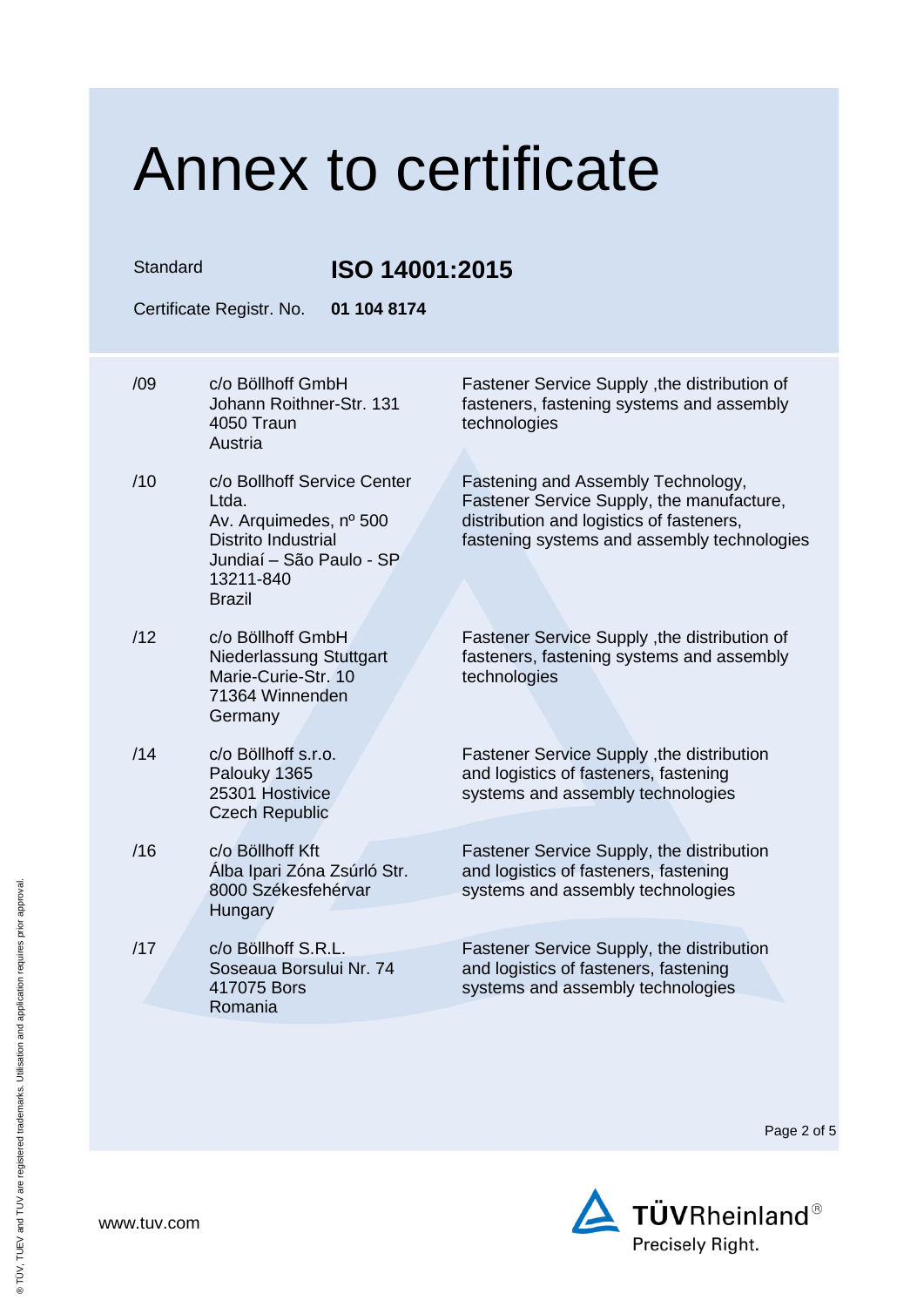# Annex to certificate

Standard **ISO 14001:2015**

Certificate Registr. No. **01 104 8174**

| | | |
|---|---|---|
| /09 | c/o Böllhoff GmbH<br>Johann Roithner-Str. 131<br>4050 Traun<br>Austria | Fastener Service Supply ,the distribution of fasteners, fastening systems and assembly technologies |
| /10 | c/o Bollhoff Service Center Ltda.<br>Av. Arquimedes, nº 500<br>Distrito Industrial<br>Jundiaí – São Paulo - SP<br>13211-840<br>Brazil | Fastening and Assembly Technology, Fastener Service Supply, the manufacture, distribution and logistics of fasteners, fastening systems and assembly technologies |
| /12 | c/o Böllhoff GmbH<br>Niederlassung Stuttgart<br>Marie-Curie-Str. 10<br>71364 Winnenden<br>Germany | Fastener Service Supply ,the distribution of fasteners, fastening systems and assembly technologies |
| /14 | c/o Böllhoff s.r.o.<br>Palouky 1365<br>25301 Hostivice<br>Czech Republic | Fastener Service Supply ,the distribution and logistics of fasteners, fastening systems and assembly technologies |
| /16 | c/o Böllhoff Kft<br>Álba Ipari Zóna Zsúrló Str.<br>8000 Székesfehérvar<br>Hungary | Fastener Service Supply, the distribution and logistics of fasteners, fastening systems and assembly technologies |
| /17 | c/o Böllhoff S.R.L.<br>Soseaua Borsului Nr. 74<br>417075 Bors<br>Romania | Fastener Service Supply, the distribution and logistics of fasteners, fastening systems and assembly technologies |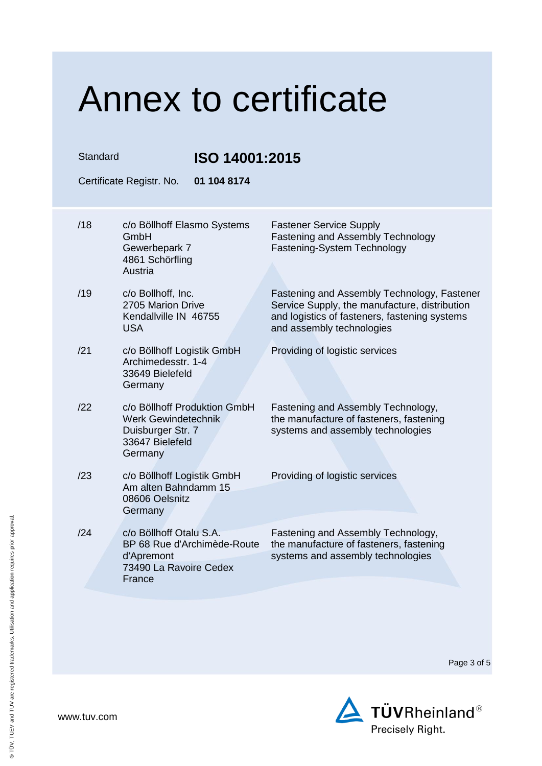# Annex to certificate

Standard **ISO 14001:2015**

Certificate Registr. No. **01 104 8174**

| | | |
|---|---|---|
| /18 | c/o Böllhoff Elasmo Systems GmbH<br>Gewerbepark 7<br>4861 Schörfling<br>Austria | Fastener Service Supply<br>Fastening and Assembly Technology<br>Fastening-System Technology |
| /19 | c/o Bollhoff, Inc.<br>2705 Marion Drive<br>Kendallville IN 46755<br>USA | Fastening and Assembly Technology, Fastener Service Supply, the manufacture, distribution and logistics of fasteners, fastening systems and assembly technologies |
| /21 | c/o Böllhoff Logistik GmbH<br>Archimedesstr. 1-4<br>33649 Bielefeld<br>Germany | Providing of logistic services |
| /22 | c/o Böllhoff Produktion GmbH<br>Werk Gewindetechnik<br>Duisburger Str. 7<br>33647 Bielefeld<br>Germany | Fastening and Assembly Technology, the manufacture of fasteners, fastening systems and assembly technologies |
| /23 | c/o Böllhoff Logistik GmbH<br>Am alten Bahndamm 15<br>08606 Oelsnitz<br>Germany | Providing of logistic services |
| /24 | c/o Böllhoff Otalu S.A.<br>BP 68 Rue d'Archimède-Route d'Apremont<br>73490 La Ravoire Cedex<br>France | Fastening and Assembly Technology, the manufacture of fasteners, fastening systems and assembly technologies |

www.tuv.com

TÜVRheinland®
Precisely Right.

® TÜV, TUEV and TUV are registered trademarks. Utilisation and application requires prior approval.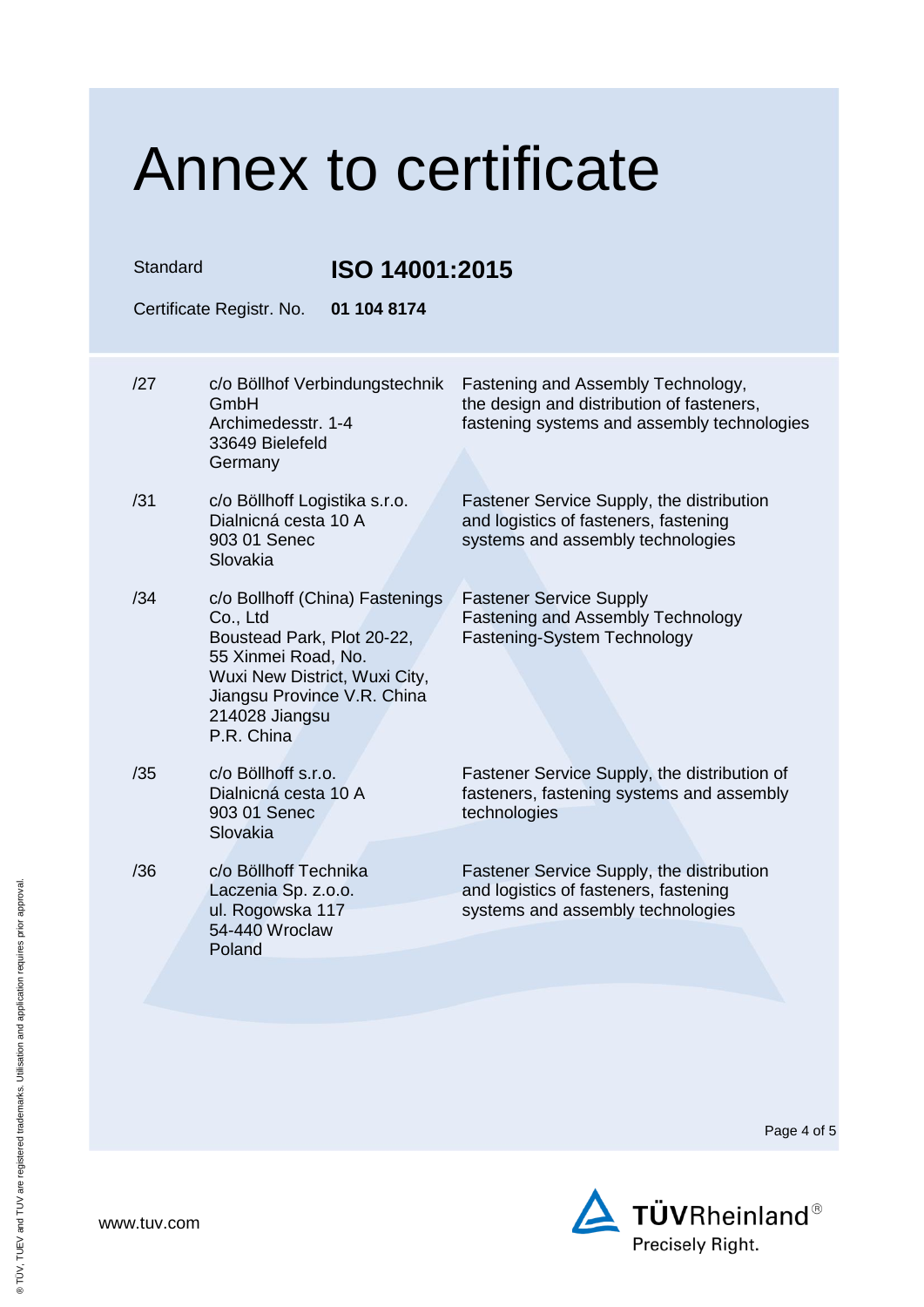# Annex to certificate

Standard **ISO 14001:2015**

Certificate Registr. No. **01 104 8174**

| | | |
|---|---|---|
| /27 | c/o Böllhof Verbindungstechnik GmbH<br>Archimedesstr. 1-4<br>33649 Bielefeld<br>Germany | Fastening and Assembly Technology, the design and distribution of fasteners, fastening systems and assembly technologies |
| /31 | c/o Böllhoff Logistika s.r.o.<br>Dialnicná cesta 10 A<br>903 01 Senec<br>Slovakia | Fastener Service Supply, the distribution and logistics of fasteners, fastening systems and assembly technologies |
| /34 | c/o Bollhoff (China) Fastenings Co., Ltd<br>Boustead Park, Plot 20-22, 55 Xinmei Road, No.<br>Wuxi New District, Wuxi City, Jiangsu Province V.R. China<br>214028 Jiangsu<br>P.R. China | Fastener Service Supply<br>Fastening and Assembly Technology<br>Fastening-System Technology |
| /35 | c/o Böllhoff s.r.o.<br>Dialnicná cesta 10 A<br>903 01 Senec<br>Slovakia | Fastener Service Supply, the distribution of fasteners, fastening systems and assembly technologies |
| /36 | c/o Böllhoff Technika Laczenia Sp. z.o.o.<br>ul. Rogowska 117<br>54-440 Wroclaw<br>Poland | Fastener Service Supply, the distribution and logistics of fasteners, fastening systems and assembly technologies |

www.tuv.com

TÜVRheinland®
Precisely Right.

® TÜV, TUEV and TUV are registered trademarks. Utilisation and application requires prior approval.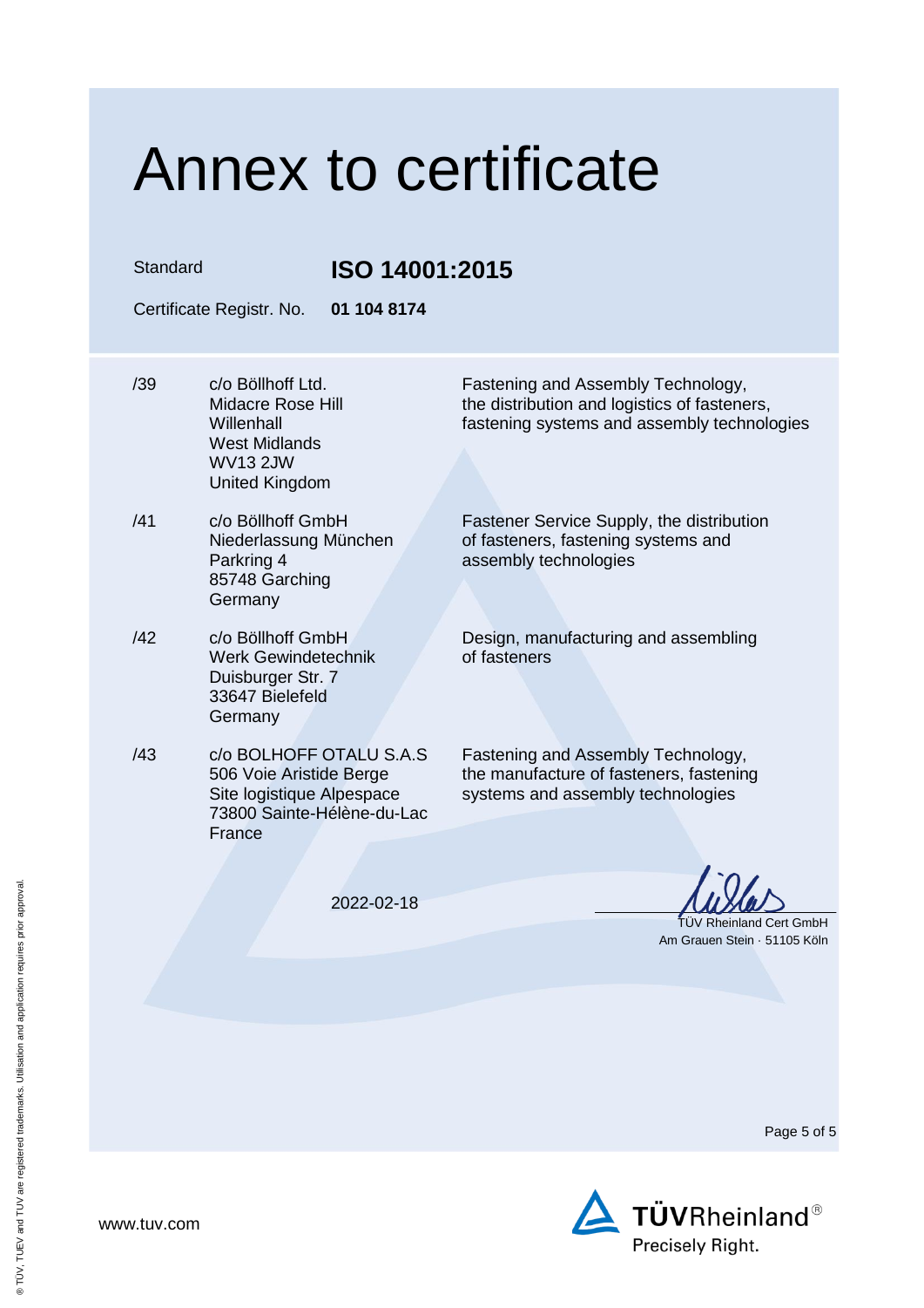# Annex to certificate

Standard **ISO 14001:2015**

Certificate Registr. No. **01 104 8174**

| | | |
|---|---|---|
| /39 | c/o Böllhoff Ltd.<br>Midacre Rose Hill<br>Willenhall<br>West Midlands<br>WV13 2JW<br>United Kingdom | Fastening and Assembly Technology, the distribution and logistics of fasteners, fastening systems and assembly technologies |
| /41 | c/o Böllhoff GmbH<br>Niederlassung München<br>Parkring 4<br>85748 Garching<br>Germany | Fastener Service Supply, the distribution of fasteners, fastening systems and assembly technologies |
| /42 | c/o Böllhoff GmbH<br>Werk Gewindetechnik<br>Duisburger Str. 7<br>33647 Bielefeld<br>Germany | Design, manufacturing and assembling of fasteners |
| /43 | c/o BOLHOFF OTALU S.A.S<br>506 Voie Aristide Berge<br>Site logistique Alpespace<br>73800 Sainte-Hélène-du-Lac<br>France | Fastening and Assembly Technology, the manufacture of fasteners, fastening systems and assembly technologies |

2022-02-18

TÜV Rheinland Cert GmbH
Am Grauen Stein · 51105 Köln

www.tuv.com

TÜVRheinland®
Precisely Right.

® TÜV, TUEV and TUV are registered trademarks. Utilisation and application requires prior approval.